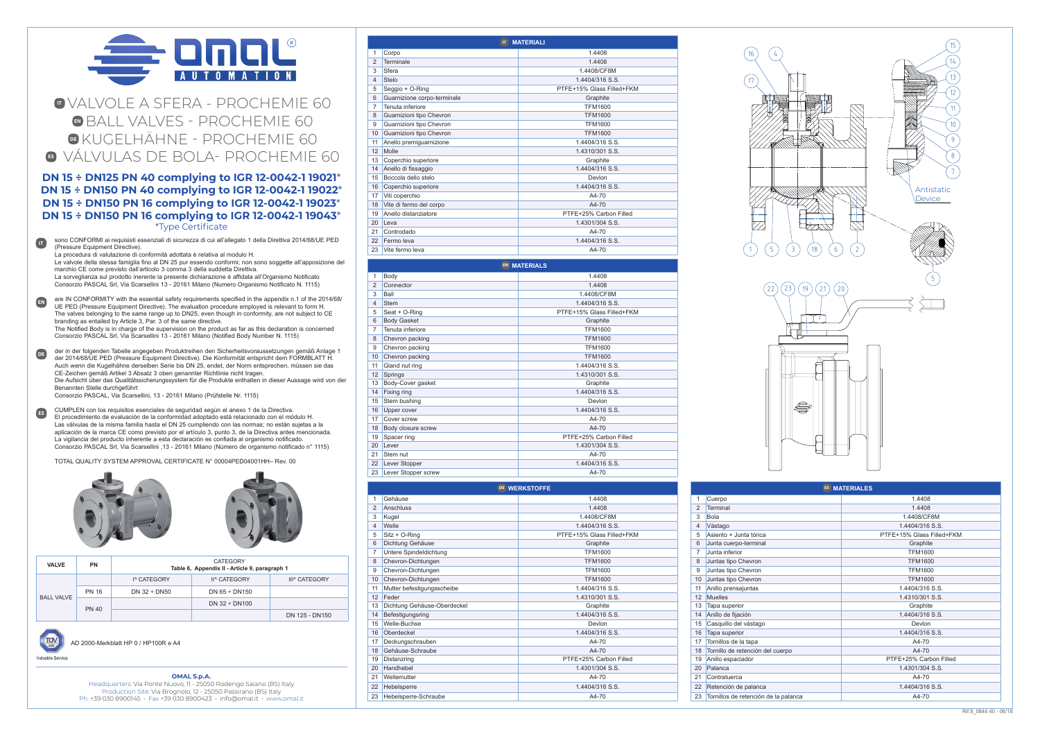# VALVOLE A SFERA - PROCHEMIE 60
# BALL VALVES - PROCHEMIE 60
# KUGELHÄHNE - PROCHEMIE 60
# VÁLVULAS DE BOLA- PROCHEMIE 60

**DN 15 ÷ DN125 PN 40 complying to IGR 12-0042-1 19021***
**DN 15 ÷ DN150 PN 40 complying to IGR 12-0042-1 19022***
**DN 15 ÷ DN150 PN 16 complying to IGR 12-0042-1 19023***
**DN 15 ÷ DN150 PN 16 complying to IGR 12-0042-1 19043***
*Type Certificate

**IT** sono CONFORMI ai requisiti essenziali di sicurezza di cui all'allegato 1 della Direttiva 2014/68/UE PED (Pressure Equipment Directive).
La procedura di valutazione di conformità adottata è relativa al modulo H.
Le valvole della stessa famiglia fino al DN 25 pur essendo conformi; non sono soggette all'apposizione del marchio CE come previsto dall'articolo 3 comma 3 della suddetta Direttiva.
La sorveglianza sul prodotto inerente la presente dichiarazione è affidata all'Organismo Notificato Consorzio PASCAL Srl, Via Scarsellini 13 - 20161 Milano (Numero Organismo Notificato N. 1115)

**EN** are IN CONFORMITY with the essential safety requirements specified in the appendix n.1 of the 2014/68/UE PED (Pressure Equipment Directive). The evaluation procedure employed is relevant to form H.
The valves belonging to the same range up to DN25, even though in conformity, are not subject to CE branding as entailed by Article 3, Par. 3 of the same directive.
The Notified Body in charge of the supervision on the product as far as this declaration is concerned Consorzio PASCAL Srl, Via Scarsellini 13 - 20161 Milano (Notified Body Number N. 1115)

**DE** der in der folgenden Tabelle angegeben Produktreihen den Sicherheitsvoraussetzungen gemäß Anlage 1 der 2014/68/UE PED (Pressure Equipment Directive). Die Konformität entspricht dem FORMBLATT H.
Auch wenn die Kugelhähne derselben Serie bis DN 25, endet, der Norm entsprechen, müssen sie das CE-Zeichen gemäß Artikel 3 Absatz 3 oben genannter Richtlinie nicht tragen.
Die Aufsicht über das Qualitätssicherungssystem für die Produkte enthalten in dieser Aussage wird von der Benannten Stelle durchgeführt
Consorzio PASCAL, Via Scarsellini, 13 - 20161 Milano (Prüfstelle Nr. 1115)

**ES** CUMPLEN con los requisitos esenciales de seguridad según el anexo 1 de la Directiva.
El procedimiento de evaluación de la conformidad adoptado está relacionado con el módulo H.
Las válvulas de la misma familia hasta el DN 25 cumpliendo con las normas; no están sujetas a la aplicación de la marca CE como previsto por el artículo 3, punto 3, de la Directiva antes mencionada.
La vigilancia del producto inherente a esta declaración es confiada al organismo notificado.
Consorzio PASCAL Srl, Via Scarsellini ,13 - 20161 Milano (Número de organismo notificado n° 1115)

TOTAL QUALITY SYSTEM APPROVAL CERTIFICATE N° 00004PED04001HH– Rev. 00

| VALVE | PN | CATEGORY Table 6, Appendix II - Article 9, paragraph 1 | | |
|---|---|---|---|---|
| | | I^ CATEGORY | II^ CATEGORY | III^ CATEGORY |
| BALL VALVE | PN 16 | DN 32 ÷ DN50 | DN 65 ÷ DN150 | |
| | PN 40 | | DN 32 ÷ DN100 | |
| | | | | DN 125 - DN150 |

AD 2000-Merkblatt HP 0 / HP100R e A4

**OMAL S.p.A.**
Headquarters: Via Ponte Nuovo, 11 - 25050 Rodengo Saiano (BS) Italy
Production Site: Via Brognolo, 12 - 25050 Passirano (BS) Italy
Ph. +39 030 8900145 · Fax +39 030 8900423 · info@omal.it · www.omal.it

## IT MATERIALI

| | | |
|---|---|---|
| 1 | Corpo | 1.4408 |
| 2 | Terminale | 1.4408 |
| 3 | Sfera | 1.4408/CF8M |
| 4 | Stelo | 1.4404/316 S.S. |
| 5 | Seggio + O-Ring | PTFE+15% Glass Filled+FKM |
| 6 | Guarnizione corpo-terminale | Graphite |
| 7 | Tenuta inferiore | TFM1600 |
| 8 | Guarnizioni tipo Chevron | TFM1600 |
| 9 | Guarnizioni tipo Chevron | TFM1600 |
| 10 | Guarnizioni tipo Chevron | TFM1600 |
| 11 | Anello premiguarnizione | 1.4404/316 S.S. |
| 12 | Molle | 1.4310/301 S.S. |
| 13 | Coperchio superiore | Graphite |
| 14 | Anello di fissaggio | 1.4404/316 S.S. |
| 15 | Boccola dello stelo | Devlon |
| 16 | Coperchio superiore | 1.4404/316 S.S. |
| 17 | Viti coperchio | A4-70 |
| 18 | Vite di fermo del corpo | A4-70 |
| 19 | Anello distanziatore | PTFE+25% Carbon Filled |
| 20 | Leva | 1.4301/304 S.S. |
| 21 | Controdado | A4-70 |
| 22 | Fermo leva | 1.4404/316 S.S. |
| 23 | Vite fermo leva | A4-70 |

## EN MATERIALS

| | | |
|---|---|---|
| 1 | Body | 1.4408 |
| 2 | Connector | 1.4408 |
| 3 | Ball | 1.4408/CF8M |
| 4 | Stem | 1.4404/316 S.S. |
| 5 | Seat + O-Ring | PTFE+15% Glass Filled+FKM |
| 6 | Body Gasket | Graphite |
| 7 | Tenuta inferiore | TFM1600 |
| 8 | Chevron packing | TFM1600 |
| 9 | Chevron packing | TFM1600 |
| 10 | Chevron packing | TFM1600 |
| 11 | Gland nut ring | 1.4404/316 S.S. |
| 12 | Springs | 1.4310/301 S.S. |
| 13 | Body-Cover gasket | Graphite |
| 14 | Fixing ring | 1.4404/316 S.S. |
| 15 | Stem bushing | Devlon |
| 16 | Upper cover | 1.4404/316 S.S. |
| 17 | Cover screw | A4-70 |
| 18 | Body closure screw | A4-70 |
| 19 | Spacer ring | PTFE+25% Carbon Filled |
| 20 | Lever | 1.4301/304 S.S. |
| 21 | Stem nut | A4-70 |
| 22 | Lever Stopper | 1.4404/316 S.S. |
| 23 | Lever Stopper screw | A4-70 |

## DE WERKSTOFFE

| | | |
|---|---|---|
| 1 | Gehäuse | 1.4408 |
| 2 | Anschluss | 1.4408 |
| 3 | Kugel | 1.4408/CF8M |
| 4 | Welle | 1.4404/316 S.S. |
| 5 | Sitz + O-Ring | PTFE+15% Glass Filled+FKM |
| 6 | Dichtung Gehäuse | Graphite |
| 7 | Untere Spindeldichtung | TFM1600 |
| 8 | Chevron-Dichtungen | TFM1600 |
| 9 | Chevron-Dichtungen | TFM1600 |
| 10 | Chevron-Dichtungen | TFM1600 |
| 11 | Mutter befestigungsscheibe | 1.4404/316 S.S. |
| 12 | Feder | 1.4310/301 S.S. |
| 13 | Dichtung Gehäuse-Oberdeckel | Graphite |
| 14 | Befestigungsring | 1.4404/316 S.S. |
| 15 | Welle-Buchse | Devlon |
| 16 | Oberdeckel | 1.4404/316 S.S. |
| 17 | Deckungschrauben | A4-70 |
| 18 | Gehäuse-Schraube | A4-70 |
| 19 | Distanzring | PTFE+25% Carbon Filled |
| 20 | Handhebel | 1.4301/304 S.S. |
| 21 | Wellemutter | A4-70 |
| 22 | Hebelsperre | 1.4404/316 S.S. |
| 23 | Hebelsperre-Schraube | A4-70 |

Antistatic Device

## ES MATERIALES

| | | |
|---|---|---|
| 1 | Cuerpo | 1.4408 |
| 2 | Terminal | 1.4408 |
| 3 | Bola | 1.4408/CF8M |
| 4 | Vástago | 1.4404/316 S.S. |
| 5 | Asiento + Junta tórica | PTFE+15% Glass Filled+FKM |
| 6 | Junta cuerpo-terminal | Graphite |
| 7 | Junta inferior | TFM1600 |
| 8 | Juntas tipo Chevron | TFM1600 |
| 9 | Juntas tipo Chevron | TFM1600 |
| 10 | Juntas tipo Chevron | TFM1600 |
| 11 | Anillo prensajuntas | 1.4404/316 S.S. |
| 12 | Muelles | 1.4310/301 S.S. |
| 13 | Tapa superior | Graphite |
| 14 | Anillo de fijación | 1.4404/316 S.S. |
| 15 | Casquillo del vástago | Devlon |
| 16 | Tapa superior | 1.4404/316 S.S. |
| 17 | Tornillos de la tapa | A4-70 |
| 18 | Tornillo de retención del cuerpo | A4-70 |
| 19 | Anillo espaciador | PTFE+25% Carbon Filled |
| 20 | Palanca | 1.4301/304 S.S. |
| 21 | Contratuerca | A4-70 |
| 22 | Retención de palanca | 1.4404/316 S.S. |
| 23 | Tornillos de retención de la palanca | A4-70 |

Rif.8_0844 40 - 06/18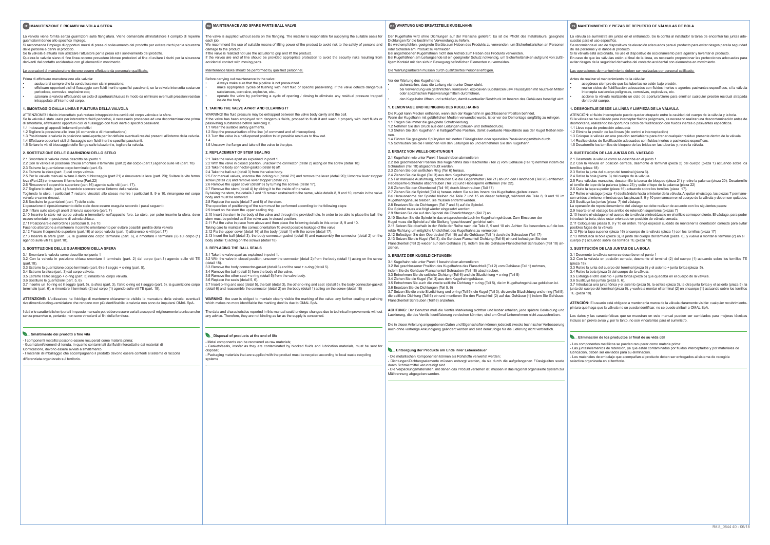## IT MANUTENZIONE E RICAMBI VALVOLA A SFERA

La valvola viene fornita senza guarnizioni sulla flangiatura. Viene demandato all'installatore il compito di reperire guarnizioni idonee allo specifico impiego.
Si raccomanda l'impiego di opportuni mezzi di presa di sollevamento del prodotto per evitare rischi per la sicurezza delle persone e danni al prodotto.
Se la valvola è attuata non utilizzare l'attuatore per la presa ed il sollevamento del prodotto.
Qualora le valvole siano di fine linea occorre prevedere idonee protezioni al fine di evitare i rischi per la sicurezza derivanti dal contatto accidentale con gli elementi in movimento.

Le operazioni di manutenzione devono essere effettuate da personale qualificato.

Prima di effettuare manutenzione alla valvola:
- assicurarsi sempre che la condutture non sia in pressione;
- effettuare opportuni cicli di flussaggio con fluidi inerti o specifici passivanti, se la valvola intercetta sostanze pericolose, corrosive, esplosive ecc;
- azionare la valvola effettuando un ciclo di apertura/chiusura in modo da eliminare eventuali pressioni residue intrappolate all'interno del corpo.

### 1. SMONTAGGIO DALLA LINEA E PULITURA DELLA VALVOLA

ATTENZIONE! Il fluido intercettato può restare intrappolato tra cavità del corpo valvola e la sfera.
Se la valvola è stata usata per intercettare fluidi pericolosi, è necessario procedere ad una decontaminazione prima di smontarla, effettuando opportuni cicli di flussaggio con fluidi inerti o specifici passivanti.
1.1 Indossare gli appositi indumenti protettivi
1.2 Togliere la pressione alle linee (di comando e di intercettazione)
1.3 Posizionare la valvola in posizione semi-aperta per far defluire eventuali residui presenti all'interno della valvola.
1.4 Effettuare opportuni cicli di flussaggio con fluidi inerti o specifici passivanti.
1.5 Svitare le viti di bloccaggio delle flange sulle tubazioni e, togliere la valvola.

### 2. SOSTITUZIONE DELLE GUARNIZIONI DELLO STELO

2.1 Smontare la valvola come descritto nel punto 1
2.2 Con la valvola in posizione chiusa smontare il terminale (part.2) dal corpo (part.1) agendo sulle viti (part. 18)
2.3 Estrarre la guarnizione corpo terminale (part. 6).
2.4 Estrarre la sfera (part. 3) dal corpo valvola.
2.5 Per le valvole manuali svitare il dado di bloccaggio (part.21) e rimuovere la leva (part. 20); Svitare la vite fermo leva (Part.23) e rimuovere il fermo leva (Part.22)
2.6 Rimuovere il coperchio superiore (part.16) agendo sulle viti (part. 17).
2.7 Togliere lo stelo (part. 4) facendolo scorrere verso l'interno della valvola.
Togliendo lo stelo, i particolari 7 restano vincolati allo stesso mentre i particolari 8, 9 e 10, rimangono nel corpo valvola e vanno rimossi.
2.8 Sostituire le guarnizioni (part. 7) dello stelo.
L'operazione di riposizionamento dello stelo deve essere eseguita secondo i passi seguenti:
2.9 Infilare sullo stelo gli anelli di tenuta superiore (part. 7)
2.10 Inserire lo stelo nel corpo valvola e immetterlo nell'apposito foro. Lo stelo, per poter inserire la sfera, deve essere orientato in posizione di valvola chiusa.
2.11 Posizionare e nell'ordine i particolari 8, 9 e 10.
Facendo attenzione a mantenere il corretto orientamento per evitare possibili perdite della valvola
2.12 Fissare il coperchio superiore (part.16) al corpo valvola (part. 1) attraverso le viti (part.17)
2.13 Inserire la sfera (part. 3), la guarnizione corpo terminale (part. 6), e rimontare il terminale (2) sul corpo (1) agendo sulle viti TE (part.18).

### 3. SOSTITUZIONE DELLE GUARNIZIONI DELLA SFERA

3.1 Smontare la valvola come descritto nel punto 1
3.2 Con la valvola in posizione chiusa smontare il terminale (part. 2) dal corpo (part.1) agendo sulle viti TE (part.18).
3.3 Estrarre la guarnizione corpo terminale (part. 6) e il seggio + o-ring (part. 5).
3.4 Estrarre la sfera (part. 3) dal corpo valvola.
3.5 Estrarre l'altro seggio + o-ring (part. 5) rimasto nel corpo valvola.
3.6 Sostituire le guarnizioni (part. 5, 6).
3.7 Inserire un l'o-ring ed il seggio (part. 5), la sfera (part. 3), l'altro o-ring ed il seggio (part. 5), la guarnizione corpo terminale (part. 6), e rimontare il terminale (2) sul corpo (1) agendo sulle viti TE (part. 18).

**ATTENZIONE:** L'utilizzatore ha l'obbligo di mantenere chiaramente visibile la marcatura della valvola: eventuali rivestimenti-coating-verniciature che rendano non più identificabile la valvola non sono da imputarsi OMAL SpA.

I dati e le caratteristiche riportati in questo manuale potrebbero essere variati a scopo di miglioramento tecnico anche senza preavviso e, pertanto, non sono vincolanti ai fini della fornitura.

### Smaltimento dei prodotti a fine vita

- I componenti metallici possono essere recuperati come materia prima;
- Guarnizioni/elementi di tenuta, in quanto contaminati dai fluidi intercettati e dai materiali di lubrificazione, devono essere avviati a smaltimento.
- I materiali di imballaggio che accompagnano il prodotto devono essere conferiti al sistema di raccolta differenziata organizzato sul territorio.

## EN MAINTENANCE AND SPARE PARTS BALL VALVE

The valve is supplied without seals on the flanging. The installer is responsible for supplying the suitable seals for each job.
We recommend the use of suitable means of lifting power of the product to avoid risk to the safety of persons and damage to the product.
If the valve is realized not use the actuator to grip and lift the product.
If the valves are end of line should be provided appropriate protection to avoid the security risks resulting from accidental contact with moving parts.

Maintenance tasks should be performed by qualified personnel.

Before carrying out maintenance to the valve:
- Always make sure that the pipeline is not pressurized.
- make appropriate cycles of flushing with inert fluid or specific passivating, if the valve detects dangerous substances, corrosive, explosive, etc..
- operate the valve by performing a cycle of opening / closing to eliminate any residual pressure trapped inside the body.

### 1. TAKING THE VALVE APART AND CLEANING IT

WARNING! the fluid pressure may be entrapped between the valve body cavity and the ball.
If the valve has been employed with dangerous fluids, proceed to flush it and wash it properly with inert fluids or passivating substances before servicing it.
1.1 Wear the suitable safety garments.
1.2 Stop the pressurization of the line (of command and of interception).
1.3 Turn the valve in a half-opened position to let possible residues to flow out.
1.4
1.5 Unscrew the flange and take off the valve to the pipe.

### 2. REPLACEMENT OF STEM SEALING

2.1 Take the valve apart as explained in point 1.
2.2 With the valve in closed position, unscrew the connector (detail 2) acting on the screw (detail 18)
2.3 Take the body connector-gasket (detail 6) off.
2.4 Take the ball out (detail 3) from the valve body.
2.5 For manual valves, unscrew the locking nut (detail 21) and remove the lever (detail 20); Unscrew lever stopper screw (detail 23) and remove lever stopper (detail 22).
2.6 Remove the upper cover (detail16) by turning the screws (detail 17).
2.7 Remove the stem (detail 4) by sliding it to the inside of the valve.
By taking the stem, the details 7 and 18 remain restrained to the same, while details 8, 9 and 10, remain in the valve body and must be removed.
2.8 Replace the seals (detail 7 and 8) of the stem.
The operation of positioning of the stem must be performed according to the following steps:
2.9 Insert on the stem the upper sealing ring.
2.10 Insert the stem in the body of the valve and through the provided hole. In order to be able to place the ball, the stem must be pointed as if the valve was in closed position.
2.11 Put the valve in place from above and then place the following details in this order: 8, 9 and 10.
Taking care to maintain the correct orientation To avoid possible leakage of the valve
2.12 Fix the upper cover (detail 16) at the body (detail 1) with the screw (detail 17).
2.13 Insert the ball (detail 3), the body connector-gasket (detail 6) and reassembly the connector (detail 2) on the body (detail 1) acting on the screws (detail 18)

### 3. REPLACING THE BALL SEALS

3.1 Take the valve apart as explained in point 1.
3.2 With the valve in closed position, unscrew the connector (detail 2) from the body (detail 1) acting on the screw (detail 18).
3.3 Remove the body connector-gasket (detail 6) and the seat + o-ring (detail 5).
3.4 Remove the ball (detail 3) from the body of the valve.
3.5 Remove the other seat + o-ring (detail 5) from the valve body.
3.6 Replace the seals (detail 5, 6).
3.7 Insert o-ring and seat (detail 5), the ball (detail 3), the other o-ring and the seat (detail 5), the body connector-gasket (detail 6) and reassemble the connector (detail 2) on the body (detail 1) acting on the screw (detail 18)

**WARNING:** the user is obliged to maintain clearly visible the marking of the valve: any further coating or painting which makes no more identifiable the marking don't is due to OMAL SpA.

The data and characteristics reported in this manual could undergo changes due to technical improvements without any advice. Therefore, they are not binding as far as the supply is concerned.

### Disposal of products at the end of life

- Metal components can be recovered as raw materials;
- Gaskets/seals, insofar as they are contaminated by blocked fluids and lubrication materials, must be sent for disposal;
- Packaging materials that are supplied with the product must be recycled according to local waste recycling systems

## DE WARTUNG UND ERSATZTEILE KUGELHAHN

Der Kugelhahn wird ohne Dichtungen auf der Flansche geliefert. Es ist die Pflicht des Installateurs, geeignete Dichtungen für die bestimmte Verwendung zu liefern.
Es wird empfohlen, geeignete Geräte zum Heben des Produkts zu verwenden, um Sicherheitsrisiken an Personen oder Schäden am Produkt zu vermeiden.
Bei angetriebenen Kugelhähnen nicht den Antrieb zum Heben des Produkts verwenden.
Bei Kugelhähnen am Leitungsende ist ein geeigneter Schutz notwendig, um Sicherheitsrisiken aufgrund von zufälligem Kontakt mit den sich in Bewegung befindlichen Elementen zu vermeiden.

Die Wartungsarbeiten müssen durch qualifiziertes Personal erfolgen.

Vor der Wartung des Kugelhahns:
- sicherstellen, dass die Leitung nicht unter Druck steht.
- bei Verwendung von gefährlichen, korrosiven, explosiven Substanzen usw. Flusszyklen mit neutralen Mitteln oder spezifischen Passivierungsmitteln durchführen,
- den Kugelhahn öffnen und schließen, damit eventueller Restdruck im Inneren des Gehäuses beseitigt wird

### 1. DEMONTAGE UND REINIGUNG DES KUGELHAHNS

Die Kugel kann Medien enthalten, wenn sich der Kugelhahn in geschlossener Position befindet.
Wenn der Kugelhahn mit gefährlichen Medien verwendet wurde, ist er vor der Demontage sorgfältig zu reinigen.
1.1 Tragen Sie immer die geeignete Schutzkleidung.
1.2 Nehmen Sie den Druck aus den Leitungen (Steuer- und Betriebsdruck).
1.3 Stellen Sie den Kugelhahn in halbgeöffnete Position, damit eventuelle Rückstände aus der Kugel fließen können.
1.4 Führen Sie geeignete Spülzyklen mit inerten Flüssigkeiten oder speziellen Passivierungsmitteln durch.
1.5 Schrauben Sie die Flanschen von den Leitungen ab und entnehmen Sie den Kugelhahn.

### 2. ERSATZ VON WELLE-DICHTUNGEN

2.1 Kugelhahn wie unter Punkt 1 beschrieben abmontieren
2.2 Bei geschlossener Position des Kugelhahns das Flaschenteil (Teil 2) vom Gehäuse (Teil 1) nehmen indem die Schrauben (Teil 18) abgeschraubt werden.
2.3 Ziehen Sie den seitlichen Ring (Teil 6) heraus.
2.4 Ziehen Sie die Kugel (Teil 3) aus dem Kugelhahngehäuse
2.5 Für manuelle Ausführung, schrauben Sie die Gegenmutter (Teil 21) ab und den Handhebel (Teil 20) entfernen; Hebelsperre-Schraube abschrauben (Teil 23) und Hebelsperre entfernen (Teil 22).
2.6 Ziehen Sie den Oberdeckel (Teil 16) durch Abschrauben (Teil 17)
2.7 Ziehen Sie die Spindel (Teil 4) heraus indem Sie sie ins Innere des Kugelhahns gleiten lassen.
Bei Herausnahme der Spindel bleiben die Teile 7 und 15 an dieser befestigt, während die Teile 8, 9 und 10 im Kugelhahngehäuse bleiben, sie müssen entfernt werden.
2.8 Ersetzen Sie die Dichtungen (Teil 7 und 8) auf die Spindel.
Die Spindel muss wie folgt wieder eingesetzt werden:
2.9 Stecken Sie die auf den Spindel die Oberdichtungen (Teil 7) an
2.10 Stecken Sie die Spindel in das entsprechende Loch im Kugelhahngehäuse. Zum Einsetzen der Kugel muss die Spindel auf die Stellung "geschlossen" gerichtet sein.
2.11 Setzen Sie oberhalb in der Welle der Reihe nach die Teile 8, 9 und 10 ein. Achten Sie besonders auf die korrekte Richtung um mögliche Undichtheit des Kugelhahns zu vermeiden
2.12 Befestigen Sie den Oberdeckel (Teil 16) auf die Gehäuse (Teil 1) durch die Schrauben (Teil 17)
2.13 Setzen Sie die Kugel (Teil 3), die Gehäuse-Flanschteil Dichtung (Teil 6) ein und befestigen Sie den Flanschenteil (Teil 2) wieder auf dem Gehäuse (1), indem Sie die Gehäuse-Flanschenteil Schrauben (Teil 18) anziehen.

### 3. ERSATZ DER KUGELDICHTUNGEN

3.1 Kugelhahn wie unter Punkt 1 beschrieben abmontieren
3.2 Bei geschlossener Position des Kugelhahns das Flanschteil (Teil 2) vom Gehäuse (Teil 1) nehmen, indem Sie die Gehäuse-Flanschenteil Schrauben (Teil 18) abschrauben.
3.3 Entnehmen Sie die seitliche Dichtung (Teil 6) und die Sitzdichtung + o-ring (Teil 5)
3.4 Ziehen Sie die Kugel (Teil 3) aus dem Kugelhahngehäuse.
3.5 Entnehmen Sie auch die zweite seitliche Dichtung + o-ring (Teil 5), die im Kugelhahngehäuse geblieben ist.
3.6 Ersetzen Sie die Dichtungen (Teil 5, 6)
3.7 Setzen Sie die erste Sitzdichtung und o-ring (Teil 5), die Kugel (Teil 3), die zweite Sitzdichtung und o-ring (Teil 5), die seitliche Dichtung (Teil 6) ein und montieren Sie den Flanschteil (2) auf das Gehäuse (1) indem Sie Gehäuse-Flanschenteil Schrauben (Teil18) anziehen.

**ACHTUNG:** Der Benutzer muß die Ventils Markierung sichtbar und lesbar erhalten, jede spätere Bekleidung und Lackierung, die des Ventils Identifizierung verdecken könnten, sind am Omal Unternehmen nicht zuzuschreiben.

Die in dieser Anleitung angegebenen Daten und Eigenschaften können jederzeit zwecks technischer Verbesserung auch ohne vorherige Ankündigung geändert werden und sind demzufolge für die Lieferung nicht verbindlich.

### Entsorgung der Produkte am Ende ihrer Lebensdauer

- Die metallischen Komponenten können als Rohstoffe verwertet werden;
- Dichtungen/Dichtungselemente müssen entsorgt werden, da sie durch die aufgefangenen Flüssigkeiten sowie durch Schmiermittel verunreinigt sind.
- Die Verpackungsmaterialien, mit denen das Produkt versehen ist, müssen in das regional organisierte System zur Mülltrennung abgegeben werden.

## ES MANTENIMIENTO Y PIEZAS DE REPUESTO DE VÁLVULAS DE BOLA

La válvula se suministra sin juntas en el entramado. Se le confía al instalador la tarea de encontrar las juntas adecuadas para el uso específico.
Se recomienda el uso de dispositivos de elevación adecuados para el producto para evitar riesgos para la seguridad de las personas y el daños al producto.
Si la válvula está accionada, no use el dispositivo de accionamiento para agarrar y levantar el producto.
En caso de que las válvulas estén al final de la línea, es necesario proporcionar las protecciones adecuadas para evitar riesgos de la seguridad derivados del contacto accidental con elementos en movimiento.

Las operaciones de mantenimiento deben ser realizadas por personal calificado.

Antes de realizar el mantenimiento de la válvula:
- asegúrese siempre de que las tuberías no estén bajo presión.
- realice ciclos de fluidificación adecuados con fluidos inertes o agentes pasivantes específicos, si la válvula intercepta sustancias peligrosas, corrosivas, explosivas, etc.
- accione la válvula realizando un ciclo de apertura/cierre para eliminar cualquier presión residual atrapada dentro del cuerpo.

### 1. DESMONTAJE DESDE LA LÍNEA Y LIMPIEZA DE LA VÁLVULA

ATENCIÓN: el fluido interceptado puede quedar atrapado entre la cavidad del cuerpo de la válvula y la bola.
Si la válvula se ha utilizado para interceptar fluidos peligrosos, es necesario realizar una descontaminación antes de desmontarla, realizando los oportunos ciclos de fluidificación con fluidos inertes o pasivantes específicos.
1.1 Lleve ropa de protección adecuada
1.2 Elimine la presión de las líneas (de control e interceptación)
1.3 Coloque la válvula en una posición semiabierta para drenar cualquier residuo presente dentro de la válvula.
1.4 Realice ciclos de fluidificación adecuados con fluidos inertes o pasivantes específicos.
1.5 Desatornille los tornillos de bloqueo de las bridas en las tuberías y, retire la válvula.

### 2. SUSTITUCIÓN DE LAS JUNTAS DEL VÁSTAGO

2.1 Desmonte la válvula como se describe en el punto 1
2.2 Con la válvula en posición cerrada, desmonte el terminal (pieza 2) del cuerpo (pieza 1) actuando sobre los tornillos (pieza 18)
2.3 Retire la junta del cuerpo del terminal (pieza 6).
2.4 Retire la bola (pieza 3) del cuerpo de la válvula.
2.5 Para válvulas manuales, desatornille la tuerca de bloqueo (pieza 21) y retire la palanca (pieza 20); Desatornille el tornillo de tope de la palanca (pieza 23) y quite el tope de la palanca (pieza 22)
2.6 Quite la tapa superior (pieza 16) actuando sobre los tornillos (pieza 17).
2.7 Retire el vástago (pieza 4) deslizándolo hacia el interior de la válvula. Al quitar el vástago, las piezas 7 permanecen unidos al mismo, mientras que las piezas 8, 9 y 10 permanecen en el cuerpo de la válvula y deben ser quitados.
2.8 Sustituya las juntas (pieza 7) del vástago.
La operación de reposicionamiento del vástago se debe realizar de acuerdo con los siguientes pasos:
2.9 Inserte en el vástago los anillos de retención superiores (piezas 7)
2.10 Inserte el vástago en el cuerpo de la válvula e introdúzcalo en el orificio correspondiente. El vástago, para poder introducir la bola, debe estar orientado en posición de válvula cerrada.
2.11 Coloque las piezas 8, 9 y 10 en orden. Tenga especial cuidado de mantener la orientación correcta para evitar posibles fugas de la válvula
2.12 Fije la tapa superior (pieza 16) al cuerpo de la válvula (pieza 1) con los tornillos (pieza 17)
2.13 Introduzca la bola (pieza 3), la junta del cuerpo del terminal (pieza 6), y vuelva a montar el terminal (2) en el cuerpo (1) actuando sobre los tornillos TE (pieza 18).

### 3. SUSTITUCIÓN DE LAS JUNTAS DE LA BOLA

3.1 Desmonte la válvula como se describe en el punto 1
3.2 Con la válvula en posición cerrada, desmonte el terminal (pieza 2) del cuerpo (pieza 1) actuando sobre los tornillos TE (pieza 18).
3.3 Retire la junta del cuerpo del terminal (pieza 6) y el asiento + junta tórica (pieza 5).
3.4 Retire la bola (pieza 3) del cuerpo de la válvula.
3.5 Extraiga el otro asiento + junta tórica (pieza 5) que quedaba en el cuerpo de la válvula.
3.6 Sustituya las juntas (pieza 5, 6).
3.7 Introduzca una junta tórica y el asiento (pieza 5), la esfera (pieza 3), la otra junta tórica y el asiento (pieza 5), la junta del cuerpo del terminal (pieza 6), y vuelva a montar el terminal (2) en el cuerpo (1) actuando sobre los tornillos TE (pieza 18).

**ATENCIÓN:** El usuario está obligado a mantener la marca de la válvula claramente visible: cualquier recubrimiento-pintura que haga que la válvula no se pueda identificar, no se puede atribuir a OMAL SpA.

Los datos y las características que se muestran en este manual pueden ser cambiados para mejoras técnicas incluso sin previo aviso y, por lo tanto, no son vinculantes para el suministro.

### Eliminación de los productos al final de su vida útil

- Los componentes metálicos se pueden recuperar como materia prima;
- Las juntas/elementos de retención, ya que están contaminados por fluidos interceptados y por materiales de lubricación, deben ser enviados para su eliminación.
- Los materiales de embalaje que acompañan al producto deben ser entregados al sistema de recogida selectiva organizada en el territorio.

Rif.8_0844 40 - 06/18